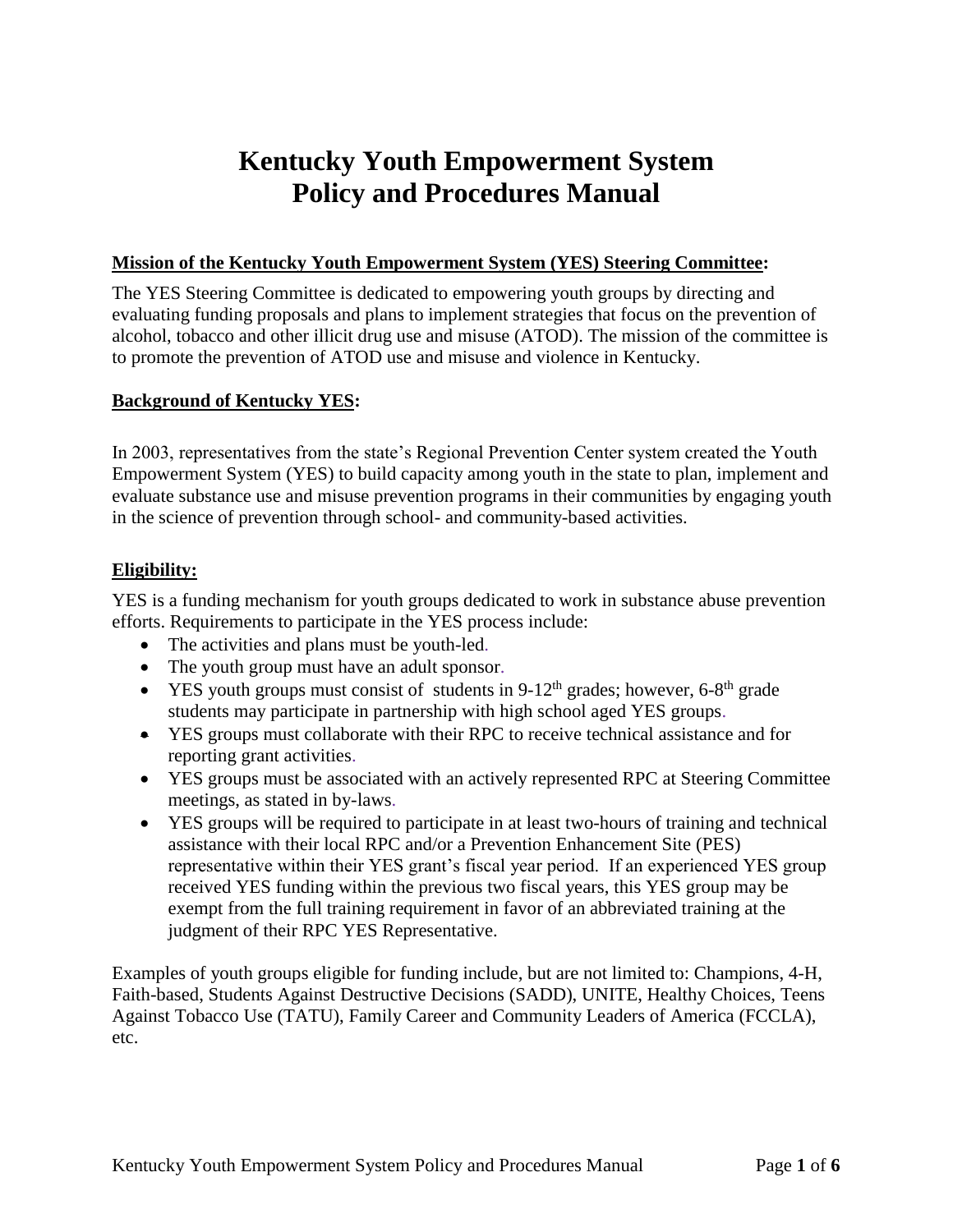# Kentucky Youth Empowerment System Policy and Procedures Manual

**Mission of the Kentucky Youth Empowerment System (YES) Steering Committee:**

The YES Steering Committee is dedicated to empowering youth groups by directing and evaluating funding proposals and plans to implement strategies that focus on the prevention of alcohol, tobacco and other illicit drug use and misuse (ATOD). The mission of the committee is to promote the prevention of ATOD use and misuse and violence in Kentucky.

**Background of Kentucky YES:**

In 2003, representatives from the state's Regional Prevention Center system created the Youth Empowerment System (YES) to build capacity among youth in the state to plan, implement and evaluate substance use and misuse prevention programs in their communities by engaging youth in the science of prevention through school- and community-based activities.

**Eligibility:**

YES is a funding mechanism for youth groups dedicated to work in substance abuse prevention efforts. Requirements to participate in the YES process include:

- The activities and plans must be youth-led.
- The youth group must have an adult sponsor.
- YES youth groups must consist of students in 9-12th grades; however, 6-8th grade students may participate in partnership with high school aged YES groups.
- YES groups must collaborate with their RPC to receive technical assistance and for reporting grant activities.
- YES groups must be associated with an actively represented RPC at Steering Committee meetings, as stated in by-laws.
- YES groups will be required to participate in at least two-hours of training and technical assistance with their local RPC and/or a Prevention Enhancement Site (PES) representative within their YES grant's fiscal year period. If an experienced YES group received YES funding within the previous two fiscal years, this YES group may be exempt from the full training requirement in favor of an abbreviated training at the judgment of their RPC YES Representative.

Examples of youth groups eligible for funding include, but are not limited to: Champions, 4-H, Faith-based, Students Against Destructive Decisions (SADD), UNITE, Healthy Choices, Teens Against Tobacco Use (TATU), Family Career and Community Leaders of America (FCCLA), etc.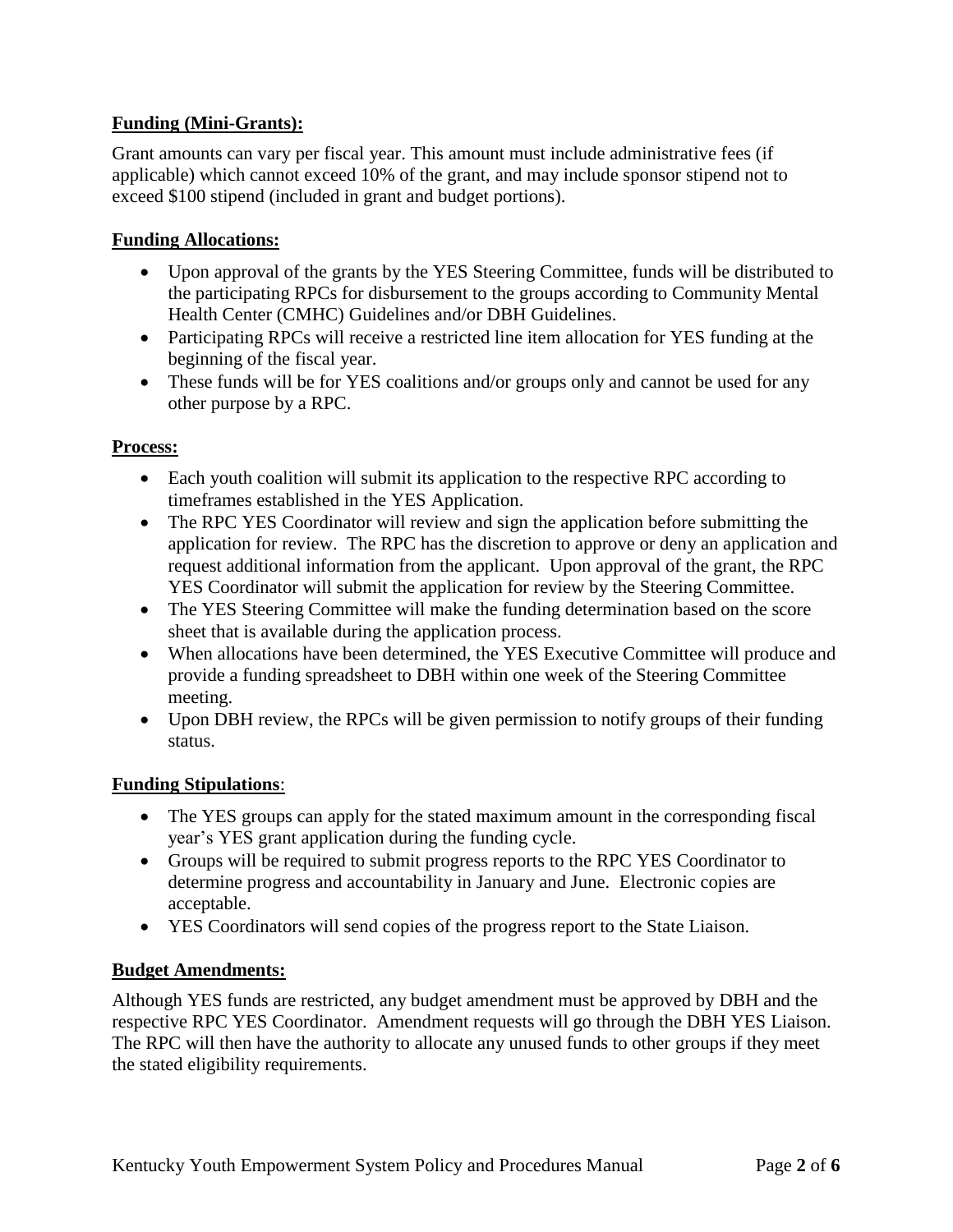**Funding (Mini-Grants):**

Grant amounts can vary per fiscal year. This amount must include administrative fees (if applicable) which cannot exceed 10% of the grant, and may include sponsor stipend not to exceed $100 stipend (included in grant and budget portions).

**Funding Allocations:**

- Upon approval of the grants by the YES Steering Committee, funds will be distributed to the participating RPCs for disbursement to the groups according to Community Mental Health Center (CMHC) Guidelines and/or DBH Guidelines.
- Participating RPCs will receive a restricted line item allocation for YES funding at the beginning of the fiscal year.
- These funds will be for YES coalitions and/or groups only and cannot be used for any other purpose by a RPC.

**Process:**

- Each youth coalition will submit its application to the respective RPC according to timeframes established in the YES Application.
- The RPC YES Coordinator will review and sign the application before submitting the application for review. The RPC has the discretion to approve or deny an application and request additional information from the applicant. Upon approval of the grant, the RPC YES Coordinator will submit the application for review by the Steering Committee.
- The YES Steering Committee will make the funding determination based on the score sheet that is available during the application process.
- When allocations have been determined, the YES Executive Committee will produce and provide a funding spreadsheet to DBH within one week of the Steering Committee meeting.
- Upon DBH review, the RPCs will be given permission to notify groups of their funding status.

**Funding Stipulations**:

- The YES groups can apply for the stated maximum amount in the corresponding fiscal year's YES grant application during the funding cycle.
- Groups will be required to submit progress reports to the RPC YES Coordinator to determine progress and accountability in January and June. Electronic copies are acceptable.
- YES Coordinators will send copies of the progress report to the State Liaison.

**Budget Amendments:**

Although YES funds are restricted, any budget amendment must be approved by DBH and the respective RPC YES Coordinator. Amendment requests will go through the DBH YES Liaison. The RPC will then have the authority to allocate any unused funds to other groups if they meet the stated eligibility requirements.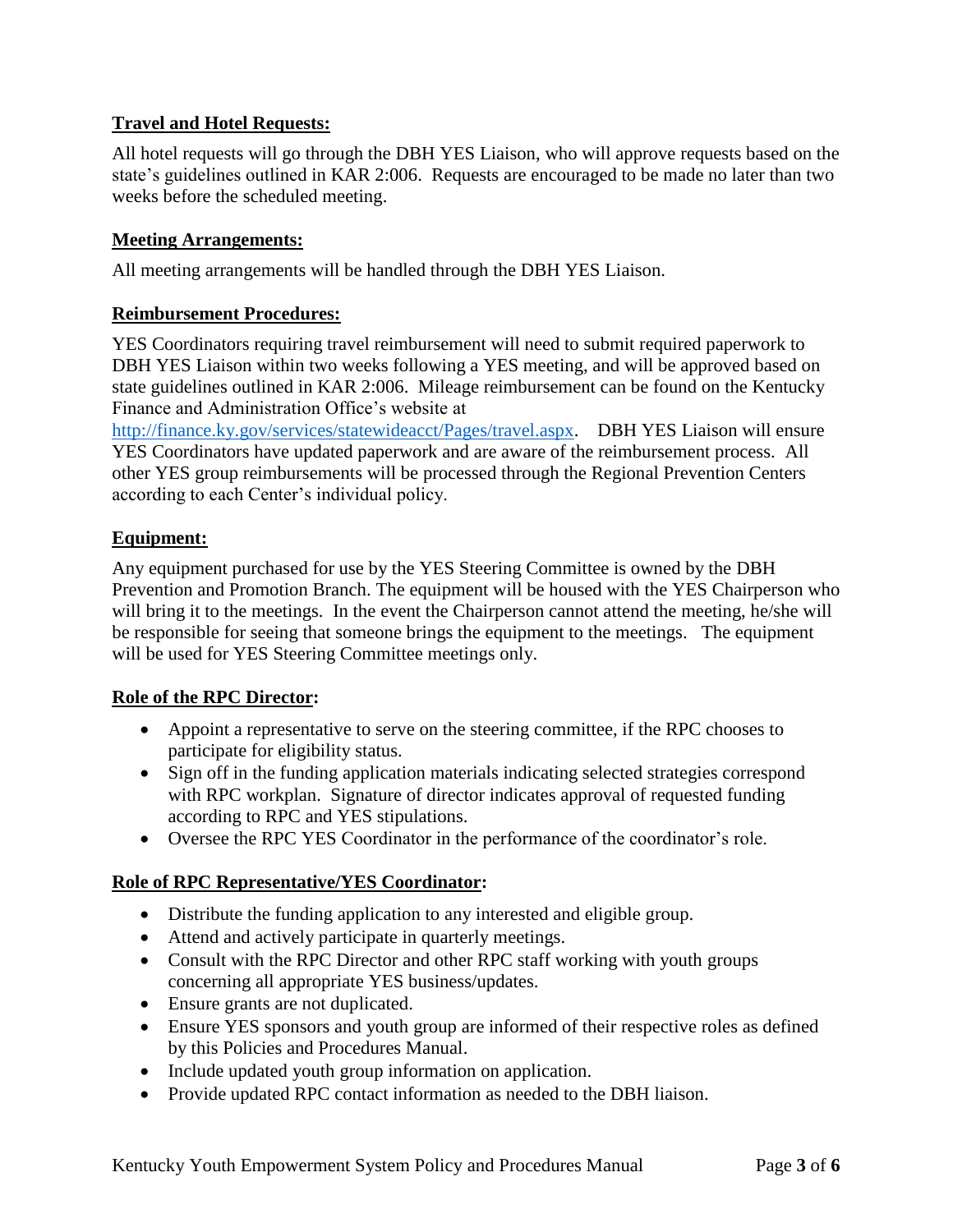**Travel and Hotel Requests:**

All hotel requests will go through the DBH YES Liaison, who will approve requests based on the state's guidelines outlined in KAR 2:006. Requests are encouraged to be made no later than two weeks before the scheduled meeting.

**Meeting Arrangements:**

All meeting arrangements will be handled through the DBH YES Liaison.

**Reimbursement Procedures:**

YES Coordinators requiring travel reimbursement will need to submit required paperwork to DBH YES Liaison within two weeks following a YES meeting, and will be approved based on state guidelines outlined in KAR 2:006. Mileage reimbursement can be found on the Kentucky Finance and Administration Office's website at [http://finance.ky.gov/services/statewideacct/Pages/travel.aspx](http://finance.ky.gov/services/statewideacct/Pages/travel.aspx). DBH YES Liaison will ensure YES Coordinators have updated paperwork and are aware of the reimbursement process. All other YES group reimbursements will be processed through the Regional Prevention Centers according to each Center's individual policy.

**Equipment:**

Any equipment purchased for use by the YES Steering Committee is owned by the DBH Prevention and Promotion Branch. The equipment will be housed with the YES Chairperson who will bring it to the meetings. In the event the Chairperson cannot attend the meeting, he/she will be responsible for seeing that someone brings the equipment to the meetings. The equipment will be used for YES Steering Committee meetings only.

**Role of the RPC Director:**

- Appoint a representative to serve on the steering committee, if the RPC chooses to participate for eligibility status.
- Sign off in the funding application materials indicating selected strategies correspond with RPC workplan. Signature of director indicates approval of requested funding according to RPC and YES stipulations.
- Oversee the RPC YES Coordinator in the performance of the coordinator's role.

**Role of RPC Representative/YES Coordinator:**

- Distribute the funding application to any interested and eligible group.
- Attend and actively participate in quarterly meetings.
- Consult with the RPC Director and other RPC staff working with youth groups concerning all appropriate YES business/updates.
- Ensure grants are not duplicated.
- Ensure YES sponsors and youth group are informed of their respective roles as defined by this Policies and Procedures Manual.
- Include updated youth group information on application.
- Provide updated RPC contact information as needed to the DBH liaison.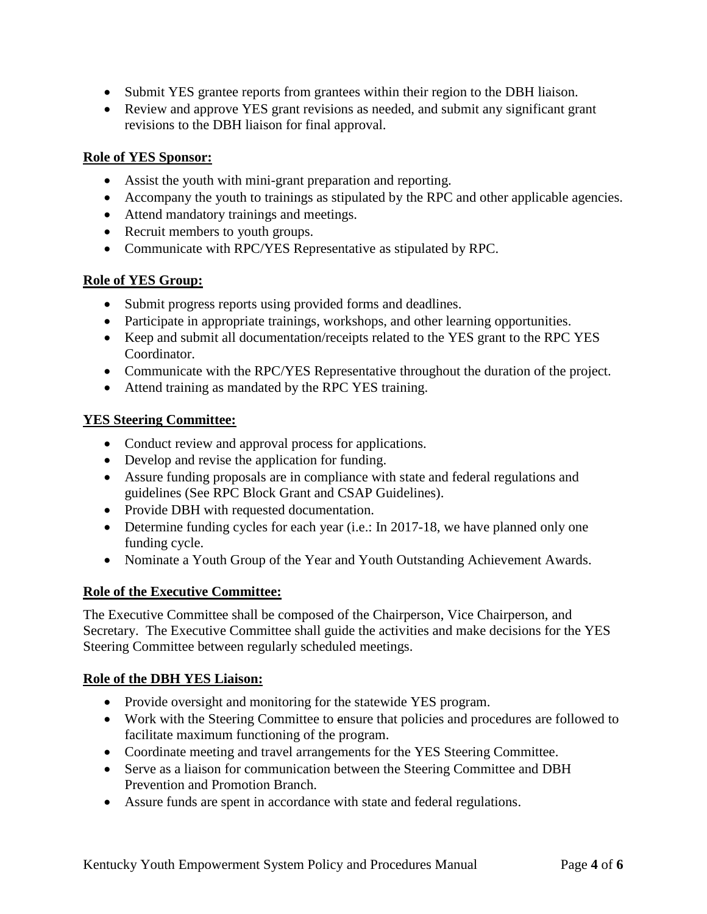- Submit YES grantee reports from grantees within their region to the DBH liaison.
- Review and approve YES grant revisions as needed, and submit any significant grant revisions to the DBH liaison for final approval.

**Role of YES Sponsor:**

- Assist the youth with mini-grant preparation and reporting.
- Accompany the youth to trainings as stipulated by the RPC and other applicable agencies.
- Attend mandatory trainings and meetings.
- Recruit members to youth groups.
- Communicate with RPC/YES Representative as stipulated by RPC.

**Role of YES Group:**

- Submit progress reports using provided forms and deadlines.
- Participate in appropriate trainings, workshops, and other learning opportunities.
- Keep and submit all documentation/receipts related to the YES grant to the RPC YES Coordinator.
- Communicate with the RPC/YES Representative throughout the duration of the project.
- Attend training as mandated by the RPC YES training.

**YES Steering Committee:**

- Conduct review and approval process for applications.
- Develop and revise the application for funding.
- Assure funding proposals are in compliance with state and federal regulations and guidelines (See RPC Block Grant and CSAP Guidelines).
- Provide DBH with requested documentation.
- Determine funding cycles for each year (i.e.: In 2017-18, we have planned only one funding cycle.
- Nominate a Youth Group of the Year and Youth Outstanding Achievement Awards.

**Role of the Executive Committee:**

The Executive Committee shall be composed of the Chairperson, Vice Chairperson, and Secretary. The Executive Committee shall guide the activities and make decisions for the YES Steering Committee between regularly scheduled meetings.

**Role of the DBH YES Liaison:**

- Provide oversight and monitoring for the statewide YES program.
- Work with the Steering Committee to ensure that policies and procedures are followed to facilitate maximum functioning of the program.
- Coordinate meeting and travel arrangements for the YES Steering Committee.
- Serve as a liaison for communication between the Steering Committee and DBH Prevention and Promotion Branch.
- Assure funds are spent in accordance with state and federal regulations.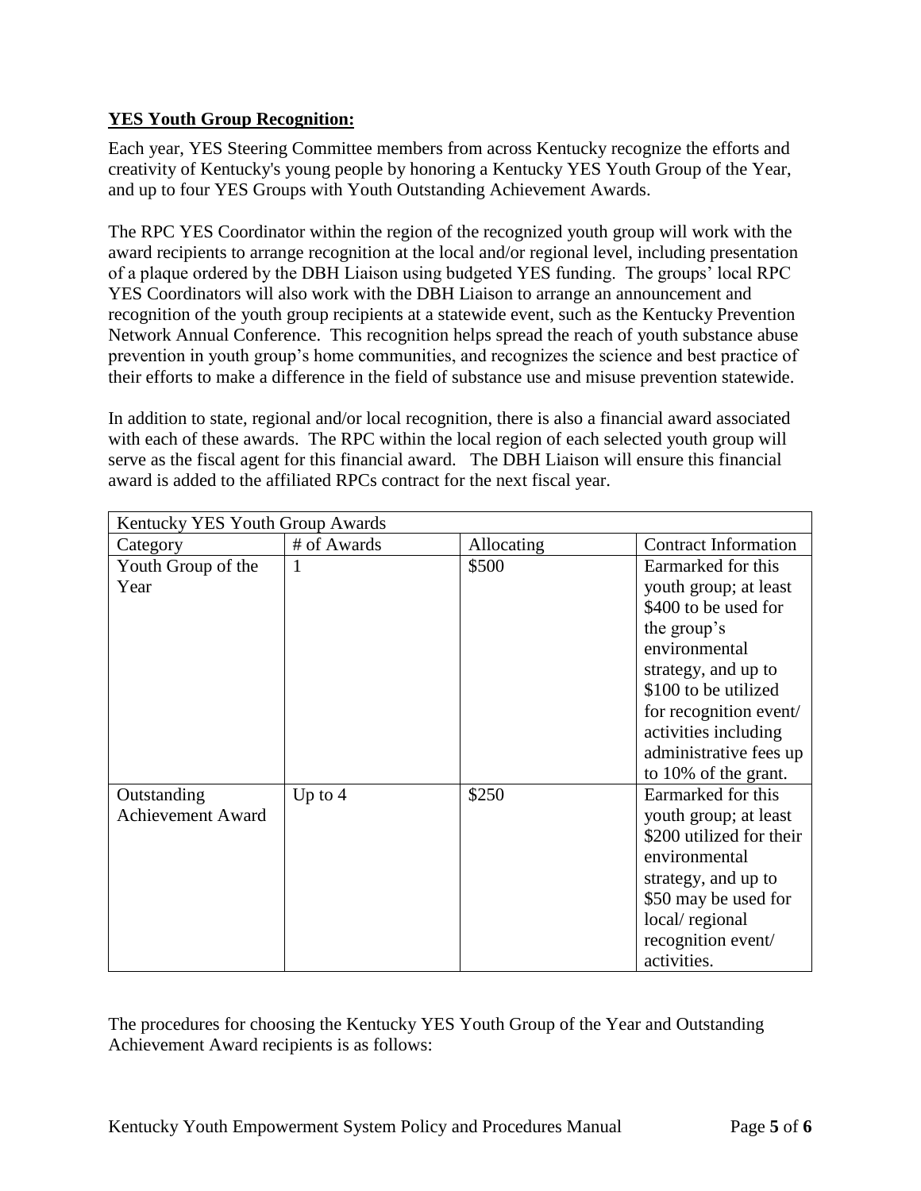**YES Youth Group Recognition:**

Each year, YES Steering Committee members from across Kentucky recognize the efforts and creativity of Kentucky's young people by honoring a Kentucky YES Youth Group of the Year, and up to four YES Groups with Youth Outstanding Achievement Awards.

The RPC YES Coordinator within the region of the recognized youth group will work with the award recipients to arrange recognition at the local and/or regional level, including presentation of a plaque ordered by the DBH Liaison using budgeted YES funding. The groups' local RPC YES Coordinators will also work with the DBH Liaison to arrange an announcement and recognition of the youth group recipients at a statewide event, such as the Kentucky Prevention Network Annual Conference. This recognition helps spread the reach of youth substance abuse prevention in youth group's home communities, and recognizes the science and best practice of their efforts to make a difference in the field of substance use and misuse prevention statewide.

In addition to state, regional and/or local recognition, there is also a financial award associated with each of these awards. The RPC within the local region of each selected youth group will serve as the fiscal agent for this financial award. The DBH Liaison will ensure this financial award is added to the affiliated RPCs contract for the next fiscal year.

| Kentucky YES Youth Group Awards | | | |
|---|---|---|---|
| Category | # of Awards | Allocating | Contract Information |
| Youth Group of the Year | 1 | \$500 | Earmarked for this youth group; at least \$400 to be used for the group's environmental strategy, and up to \$100 to be utilized for recognition event/ activities including administrative fees up to 10% of the grant. |
| Outstanding Achievement Award | Up to 4 | \$250 | Earmarked for this youth group; at least \$200 utilized for their environmental strategy, and up to \$50 may be used for local/ regional recognition event/ activities. |

The procedures for choosing the Kentucky YES Youth Group of the Year and Outstanding Achievement Award recipients is as follows: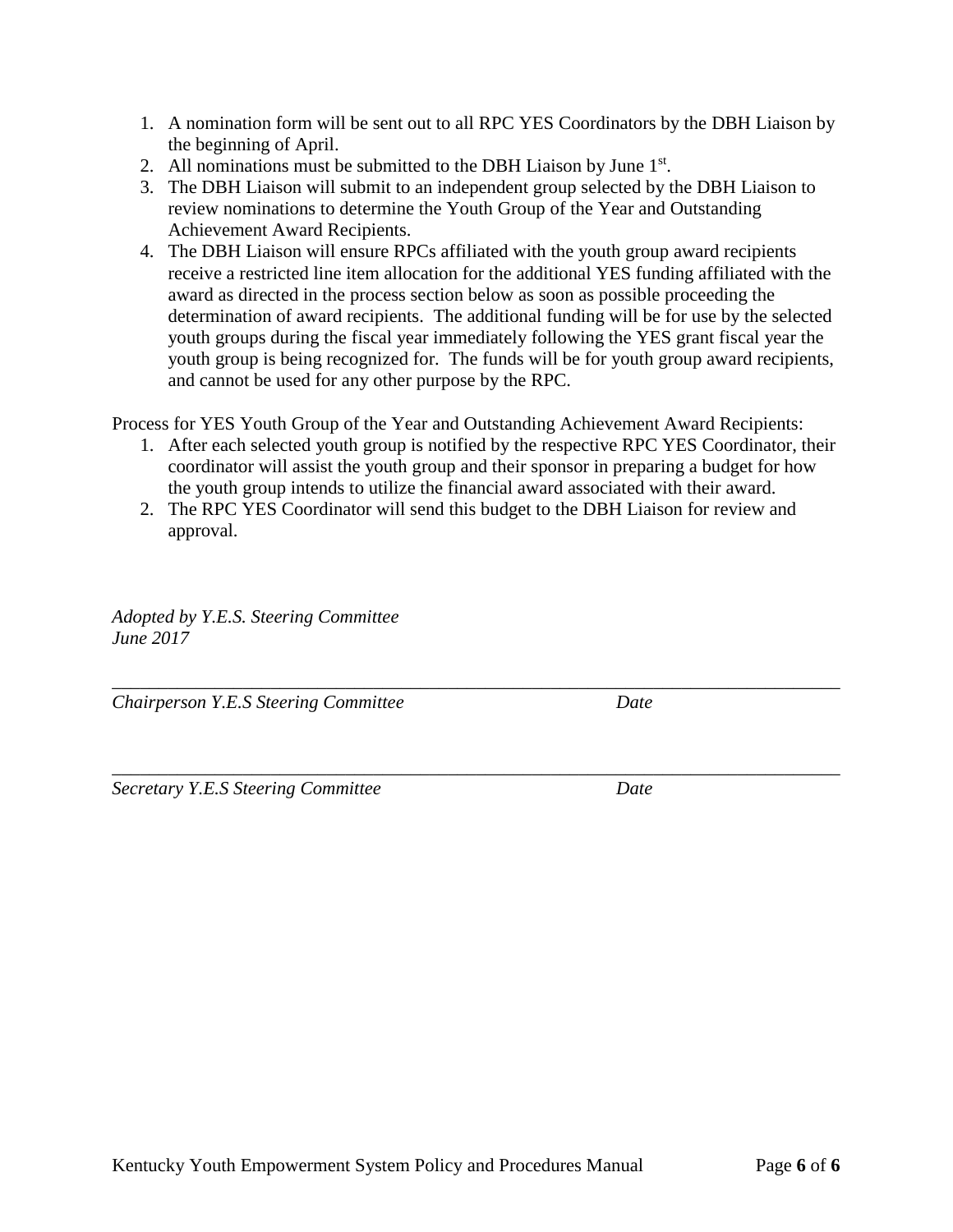1. A nomination form will be sent out to all RPC YES Coordinators by the DBH Liaison by the beginning of April.
2. All nominations must be submitted to the DBH Liaison by June 1st.
3. The DBH Liaison will submit to an independent group selected by the DBH Liaison to review nominations to determine the Youth Group of the Year and Outstanding Achievement Award Recipients.
4. The DBH Liaison will ensure RPCs affiliated with the youth group award recipients receive a restricted line item allocation for the additional YES funding affiliated with the award as directed in the process section below as soon as possible proceeding the determination of award recipients. The additional funding will be for use by the selected youth groups during the fiscal year immediately following the YES grant fiscal year the youth group is being recognized for. The funds will be for youth group award recipients, and cannot be used for any other purpose by the RPC.

Process for YES Youth Group of the Year and Outstanding Achievement Award Recipients:

1. After each selected youth group is notified by the respective RPC YES Coordinator, their coordinator will assist the youth group and their sponsor in preparing a budget for how the youth group intends to utilize the financial award associated with their award.
2. The RPC YES Coordinator will send this budget to the DBH Liaison for review and approval.

*Adopted by Y.E.S. Steering Committee*
*June 2017*

_______________________________________________________________________________

*Chairperson Y.E.S Steering Committee* *Date*

_______________________________________________________________________________

*Secretary Y.E.S Steering Committee* *Date*